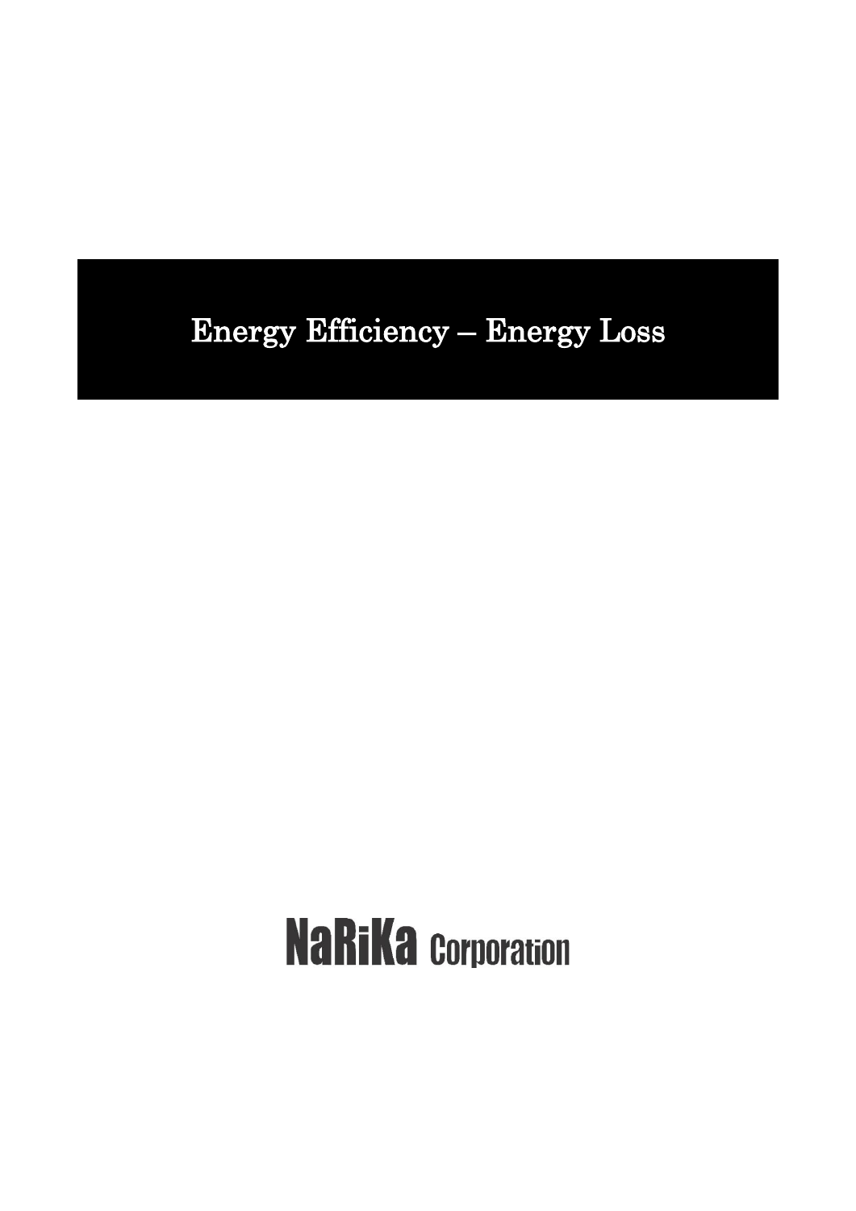# Energy Efficiency – Energy Loss

NaRiKa Corporation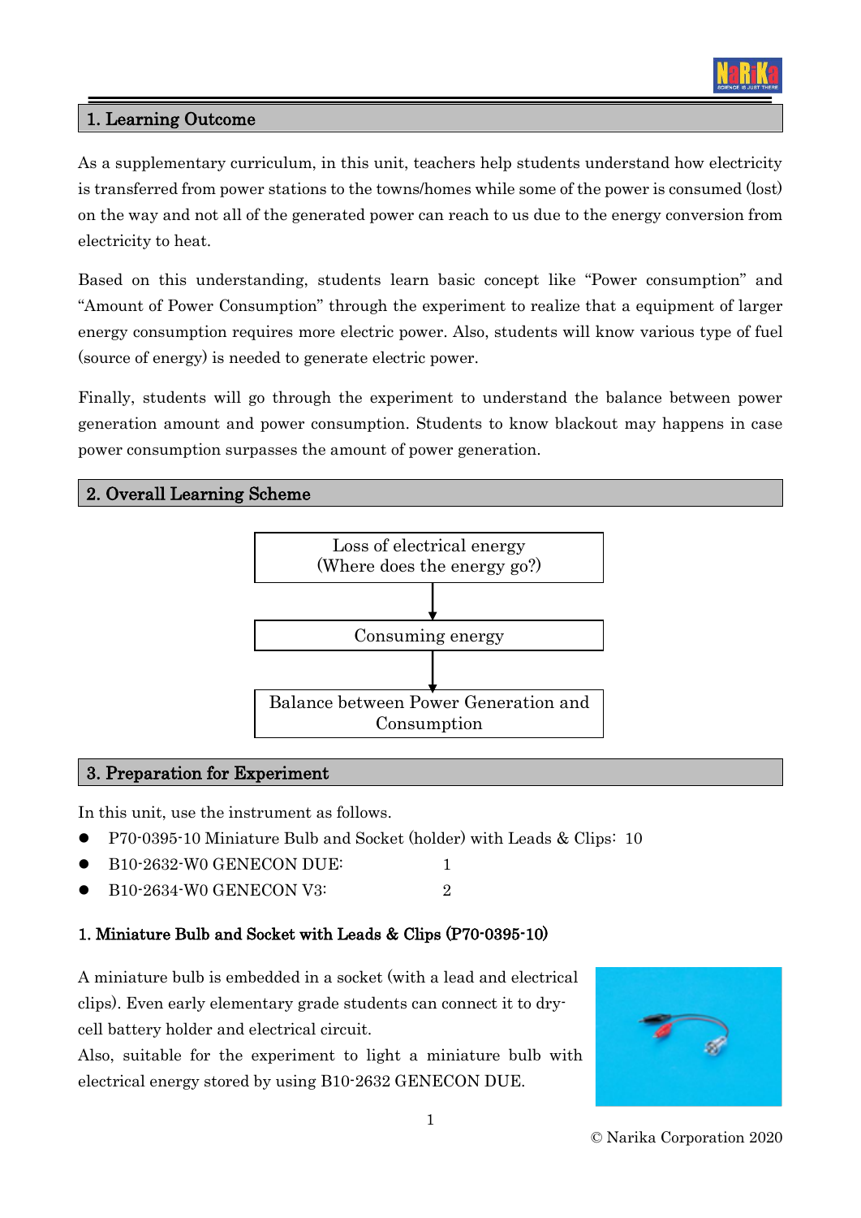## 1. Learning Outcome

As a supplementary curriculum, in this unit, teachers help students understand how electricity is transferred from power stations to the towns/homes while some of the power is consumed (lost) on the way and not all of the generated power can reach to us due to the energy conversion from electricity to heat.

Based on this understanding, students learn basic concept like "Power consumption" and "Amount of Power Consumption" through the experiment to realize that a equipment of larger energy consumption requires more electric power. Also, students will know various type of fuel (source of energy) is needed to generate electric power.

Finally, students will go through the experiment to understand the balance between power generation amount and power consumption. Students to know blackout may happens in case power consumption surpasses the amount of power generation.

## 2. Overall Learning Scheme

Loss of electrical energy
(Where does the energy go?)

↓

Consuming energy

↓

Balance between Power Generation and Consumption

## 3. Preparation for Experiment

In this unit, use the instrument as follows.

- P70-0395-10 Miniature Bulb and Socket (holder) with Leads & Clips: 10
- B10-2632-W0 GENECON DUE: 1
- B10-2634-W0 GENECON V3: 2

### 1. Miniature Bulb and Socket with Leads & Clips (P70-0395-10)

A miniature bulb is embedded in a socket (with a lead and electrical clips). Even early elementary grade students can connect it to dry-cell battery holder and electrical circuit.
Also, suitable for the experiment to light a miniature bulb with electrical energy stored by using B10-2632 GENECON DUE.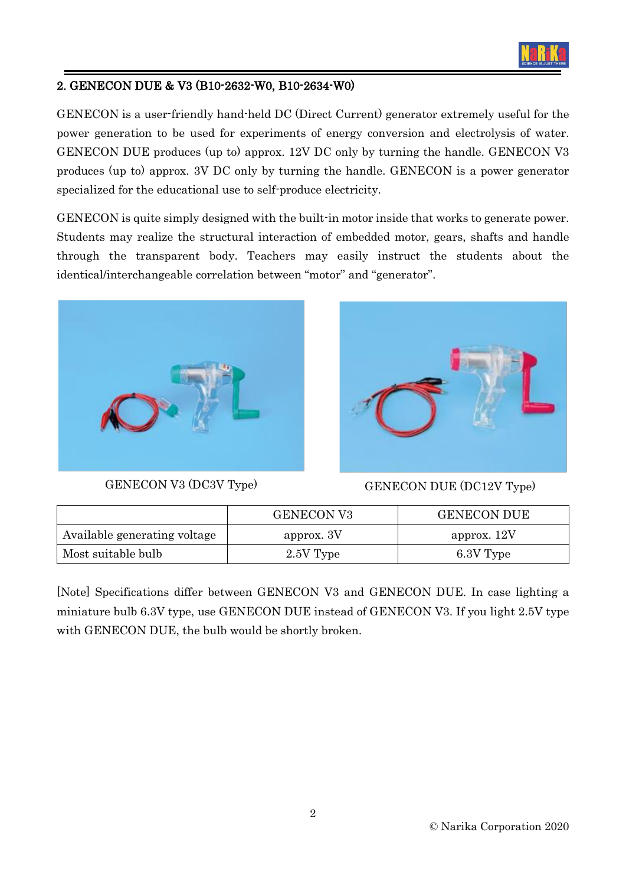## 2. GENECON DUE & V3 (B10-2632-W0, B10-2634-W0)

GENECON is a user-friendly hand-held DC (Direct Current) generator extremely useful for the power generation to be used for experiments of energy conversion and electrolysis of water. GENECON DUE produces (up to) approx. 12V DC only by turning the handle. GENECON V3 produces (up to) approx. 3V DC only by turning the handle. GENECON is a power generator specialized for the educational use to self-produce electricity.

GENECON is quite simply designed with the built-in motor inside that works to generate power. Students may realize the structural interaction of embedded motor, gears, shafts and handle through the transparent body. Teachers may easily instruct the students about the identical/interchangeable correlation between "motor" and "generator".

GENECON V3 (DC3V Type)

GENECON DUE (DC12V Type)

| | GENECON V3 | GENECON DUE |
|---|---|---|
| Available generating voltage | approx. 3V | approx. 12V |
| Most suitable bulb | 2.5V Type | 6.3V Type |

[Note] Specifications differ between GENECON V3 and GENECON DUE. In case lighting a miniature bulb 6.3V type, use GENECON DUE instead of GENECON V3. If you light 2.5V type with GENECON DUE, the bulb would be shortly broken.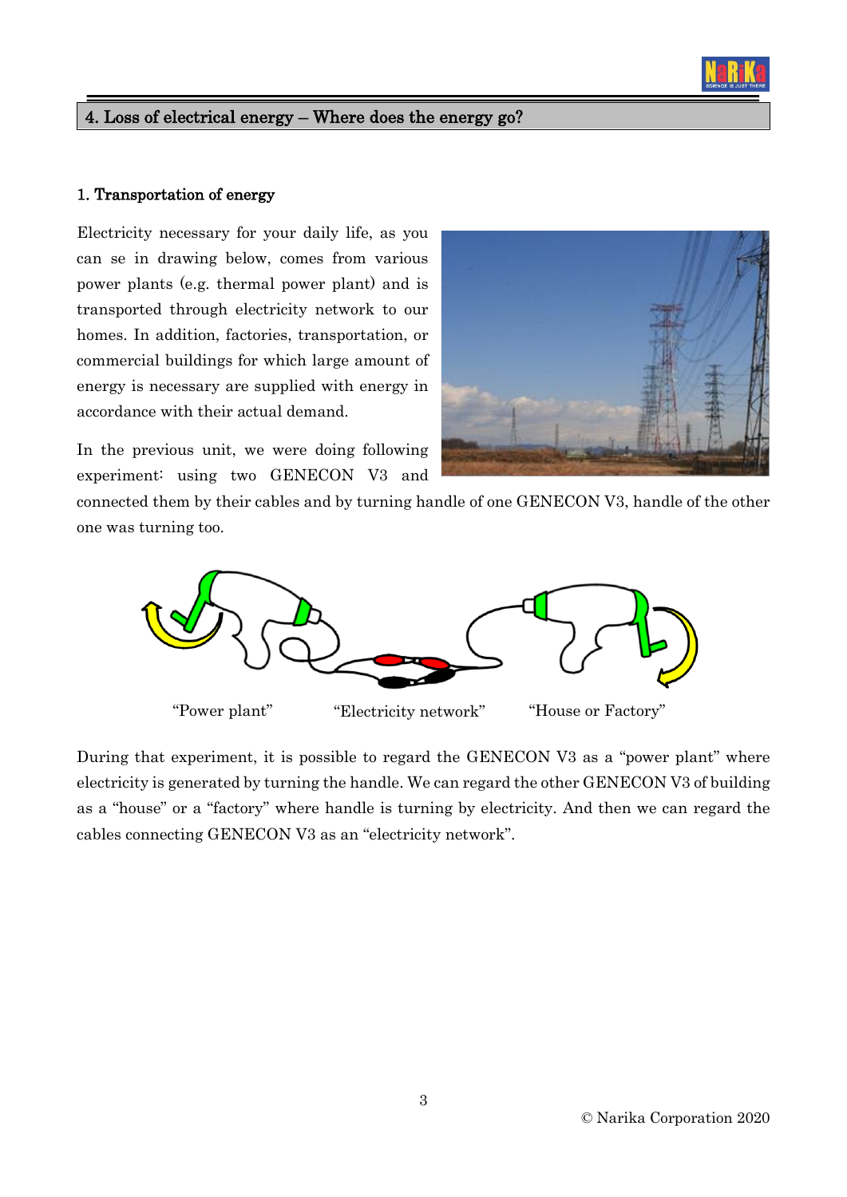## 4. Loss of electrical energy – Where does the energy go?

### 1. Transportation of energy

Electricity necessary for your daily life, as you can se in drawing below, comes from various power plants (e.g. thermal power plant) and is transported through electricity network to our homes. In addition, factories, transportation, or commercial buildings for which large amount of energy is necessary are supplied with energy in accordance with their actual demand.

In the previous unit, we were doing following experiment: using two GENECON V3 and connected them by their cables and by turning handle of one GENECON V3, handle of the other one was turning too.

"Power plant" "Electricity network" "House or Factory"

During that experiment, it is possible to regard the GENECON V3 as a "power plant" where electricity is generated by turning the handle. We can regard the other GENECON V3 of building as a "house" or a "factory" where handle is turning by electricity. And then we can regard the cables connecting GENECON V3 as an "electricity network".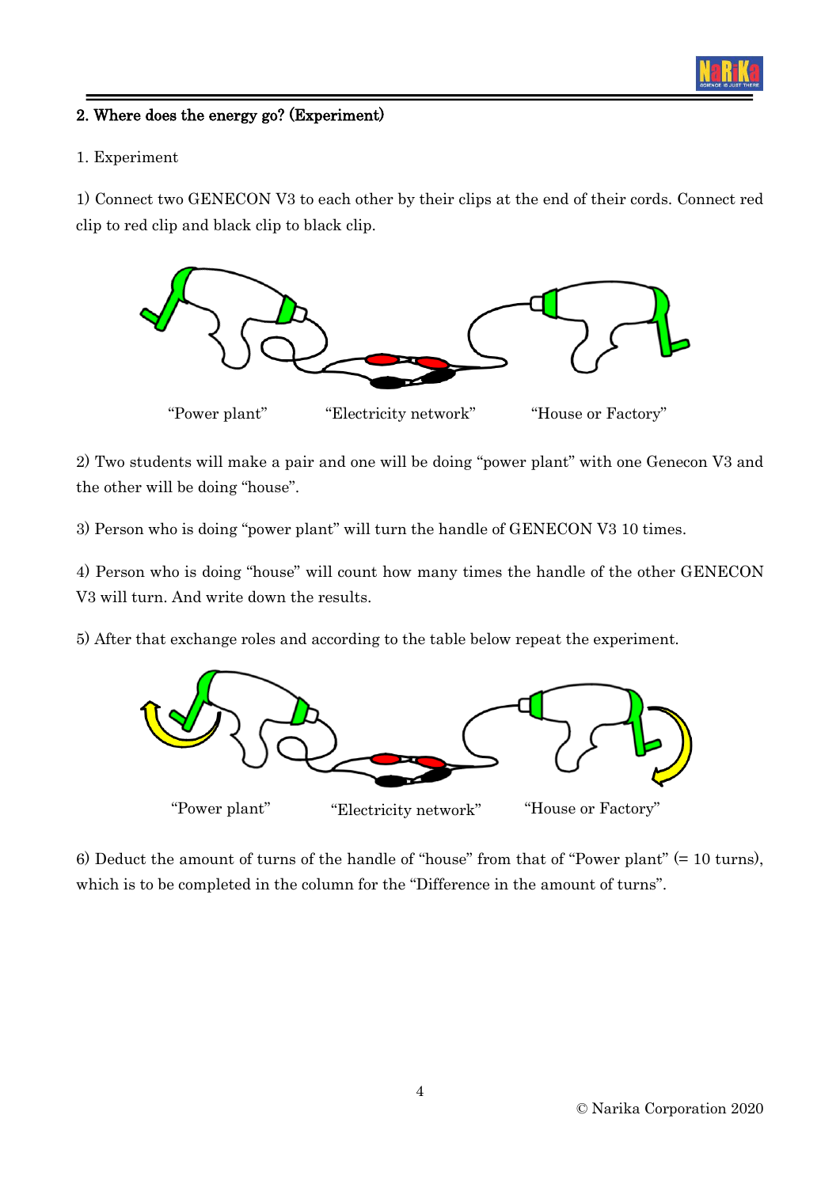## 2. Where does the energy go? (Experiment)

1. Experiment

1) Connect two GENECON V3 to each other by their clips at the end of their cords. Connect red clip to red clip and black clip to black clip.

"Power plant" "Electricity network" "House or Factory"

2) Two students will make a pair and one will be doing "power plant" with one Genecon V3 and the other will be doing "house".

3) Person who is doing "power plant" will turn the handle of GENECON V3 10 times.

4) Person who is doing "house" will count how many times the handle of the other GENECON V3 will turn. And write down the results.

5) After that exchange roles and according to the table below repeat the experiment.

"Power plant" "Electricity network" "House or Factory"

6) Deduct the amount of turns of the handle of "house" from that of "Power plant" (= 10 turns), which is to be completed in the column for the "Difference in the amount of turns".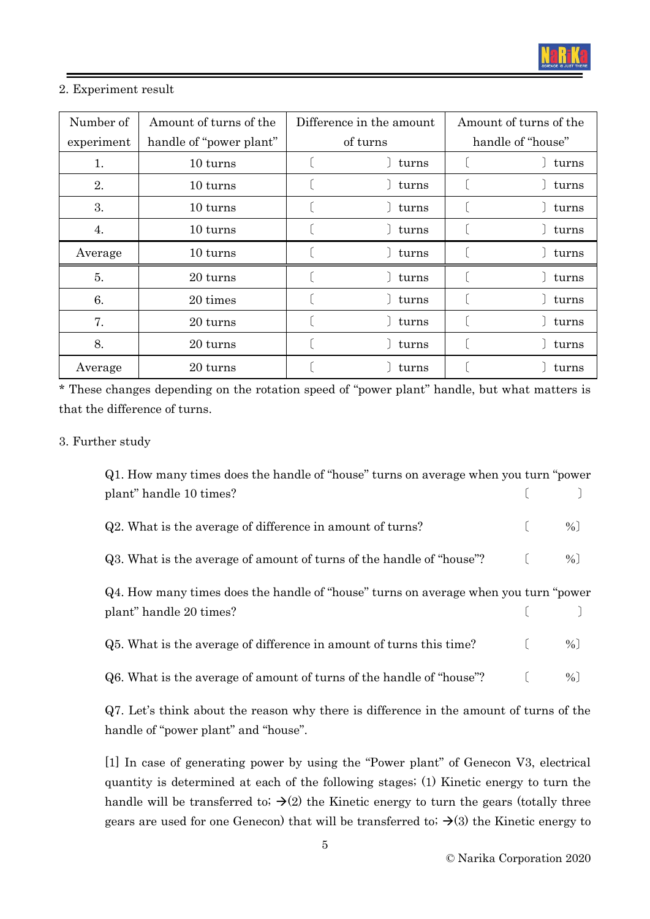2. Experiment result

| Number of experiment | Amount of turns of the handle of "power plant" | Difference in the amount of turns | Amount of turns of the handle of "house" |
|---|---|---|---|
| 1. | 10 turns | 〔　　　〕 turns | 〔　　　〕 turns |
| 2. | 10 turns | 〔　　　〕 turns | 〔　　　〕 turns |
| 3. | 10 turns | 〔　　　〕 turns | 〔　　　〕 turns |
| 4. | 10 turns | 〔　　　〕 turns | 〔　　　〕 turns |
| Average | 10 turns | 〔　　　〕 turns | 〔　　　〕 turns |
| 5. | 20 turns | 〔　　　〕 turns | 〔　　　〕 turns |
| 6. | 20 times | 〔　　　〕 turns | 〔　　　〕 turns |
| 7. | 20 turns | 〔　　　〕 turns | 〔　　　〕 turns |
| 8. | 20 turns | 〔　　　〕 turns | 〔　　　〕 turns |
| Average | 20 turns | 〔　　　〕 turns | 〔　　　〕 turns |

* These changes depending on the rotation speed of "power plant" handle, but what matters is that the difference of turns.

3. Further study

Q1. How many times does the handle of "house" turns on average when you turn "power plant" handle 10 times? 〔　　　〕

Q2. What is the average of difference in amount of turns? 〔　　　%〕

Q3. What is the average of amount of turns of the handle of "house"? 〔　　　%〕

Q4. How many times does the handle of "house" turns on average when you turn "power plant" handle 20 times? 〔　　　〕

Q5. What is the average of difference in amount of turns this time? 〔　　　%〕

Q6. What is the average of amount of turns of the handle of "house"? 〔　　　%〕

Q7. Let's think about the reason why there is difference in the amount of turns of the handle of "power plant" and "house".

[1] In case of generating power by using the "Power plant" of Genecon V3, electrical quantity is determined at each of the following stages; (1) Kinetic energy to turn the handle will be transferred to; →(2) the Kinetic energy to turn the gears (totally three gears are used for one Genecon) that will be transferred to; →(3) the Kinetic energy to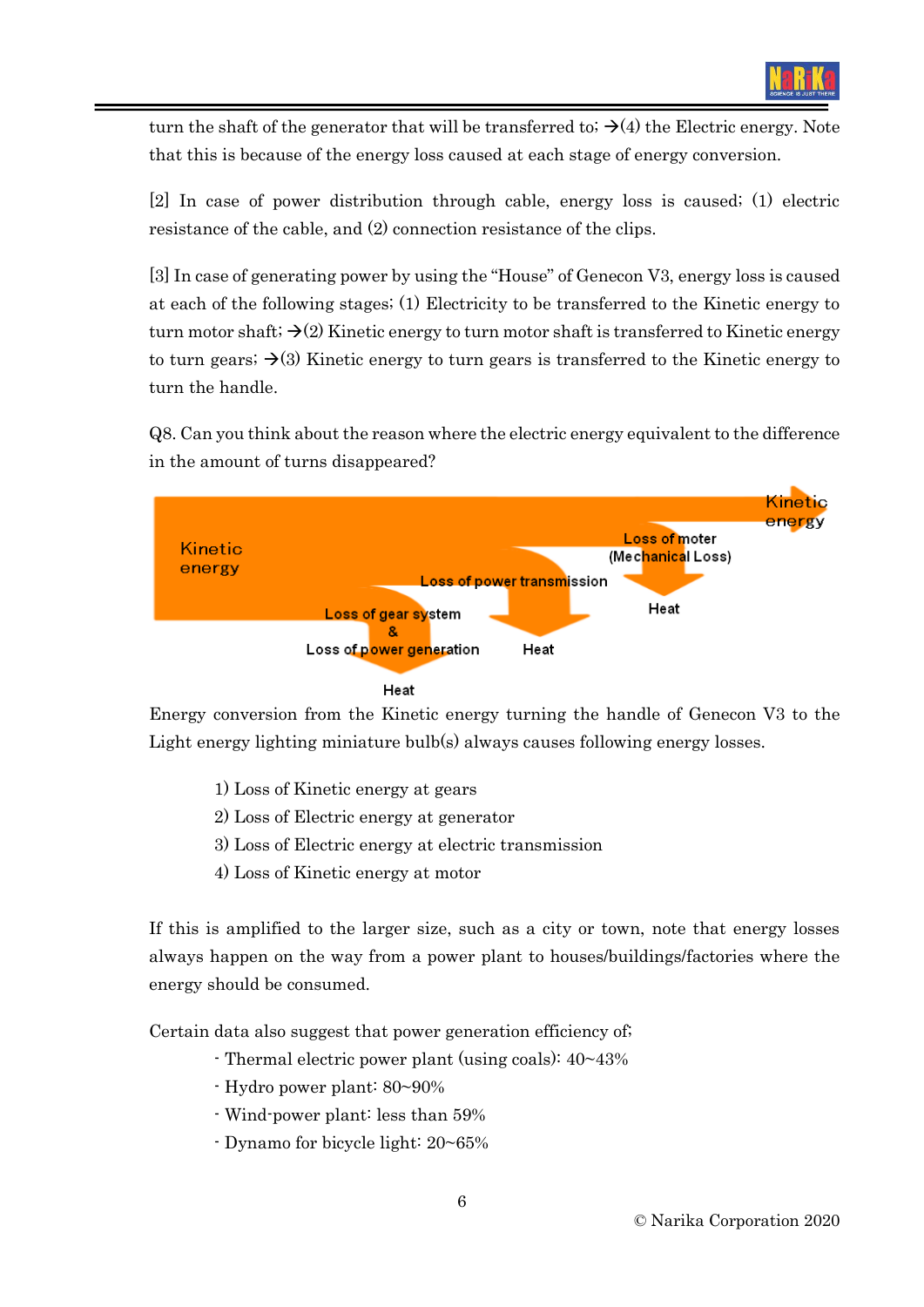turn the shaft of the generator that will be transferred to; →(4) the Electric energy. Note that this is because of the energy loss caused at each stage of energy conversion.

[2] In case of power distribution through cable, energy loss is caused; (1) electric resistance of the cable, and (2) connection resistance of the clips.

[3] In case of generating power by using the "House" of Genecon V3, energy loss is caused at each of the following stages; (1) Electricity to be transferred to the Kinetic energy to turn motor shaft; →(2) Kinetic energy to turn motor shaft is transferred to Kinetic energy to turn gears; →(3) Kinetic energy to turn gears is transferred to the Kinetic energy to turn the handle.

Q8. Can you think about the reason where the electric energy equivalent to the difference in the amount of turns disappeared?

Kinetic energy

Loss of gear system & Loss of power generation

Heat

Loss of power transmission

Heat

Loss of moter (Mechanical Loss)

Heat

Kinetic energy

Energy conversion from the Kinetic energy turning the handle of Genecon V3 to the Light energy lighting miniature bulb(s) always causes following energy losses.

1) Loss of Kinetic energy at gears
2) Loss of Electric energy at generator
3) Loss of Electric energy at electric transmission
4) Loss of Kinetic energy at motor

If this is amplified to the larger size, such as a city or town, note that energy losses always happen on the way from a power plant to houses/buildings/factories where the energy should be consumed.

Certain data also suggest that power generation efficiency of;

- Thermal electric power plant (using coals): 40~43%
- Hydro power plant: 80~90%
- Wind-power plant: less than 59%
- Dynamo for bicycle light: 20~65%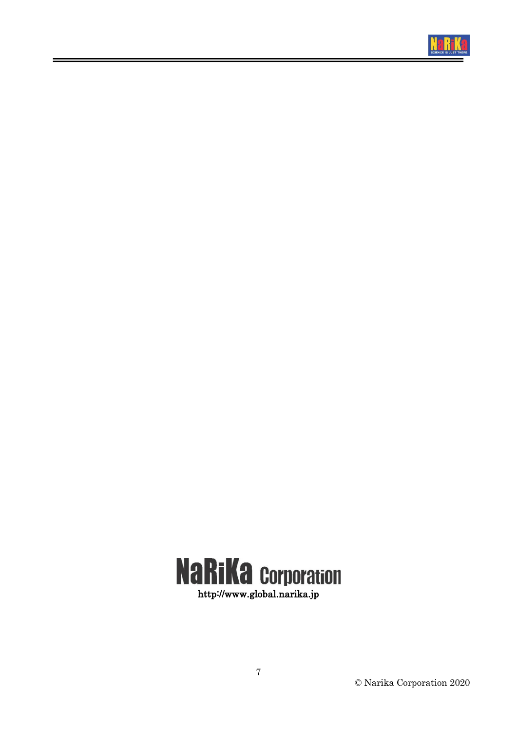NaRiKa Corporation

http://www.global.narika.jp

© Narika Corporation 2020